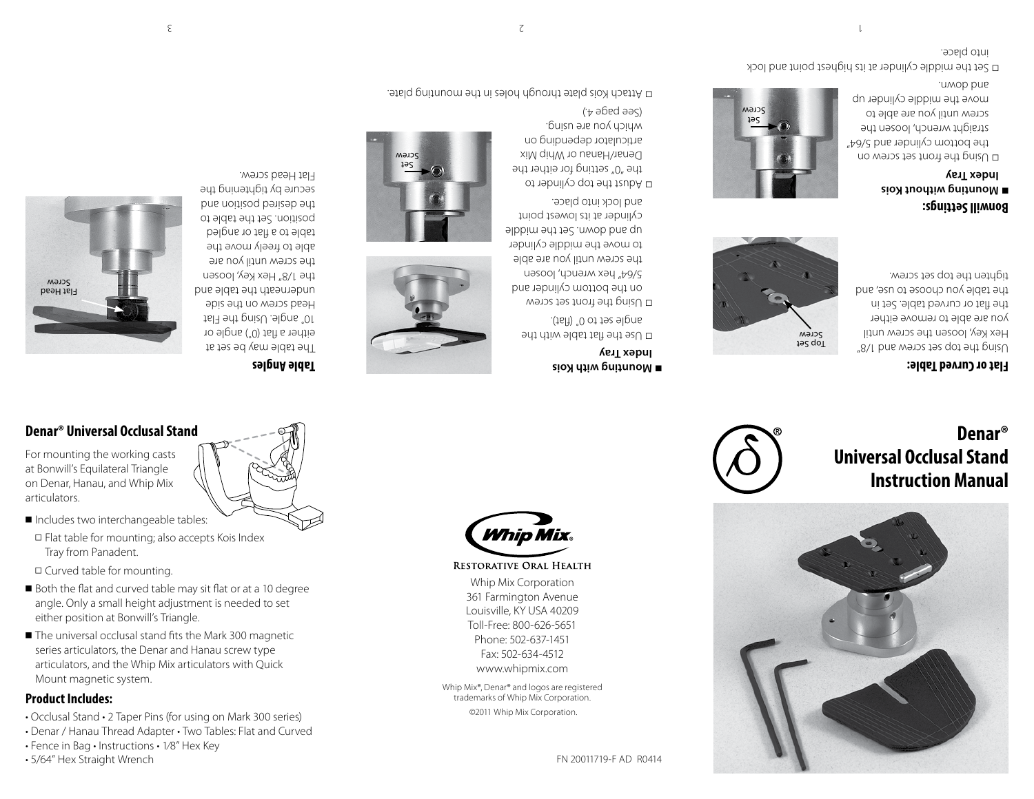## Denar® Universal Occlusal Stand

For mounting the working casts at Bonwill's Equilateral Triangle on Denar, Hanau, and Whip Mix articulators.

- Includes two interchangeable tables:
  - □ Flat table for mounting; also accepts Kois Index Tray from Panadent.
  - □ Curved table for mounting.
- Both the flat and curved table may sit flat or at a 10 degree angle. Only a small height adjustment is needed to set either position at Bonwill's Triangle.
- The universal occlusal stand fits the Mark 300 magnetic series articulators, the Denar and Hanau screw type articulators, and the Whip Mix articulators with Quick Mount magnetic system.

### Product Includes:

• Occlusal Stand • 2 Taper Pins (for using on Mark 300 series)
• Denar / Hanau Thread Adapter • Two Tables: Flat and Curved
• Fence in Bag • Instructions • 1/8" Hex Key
• 5/64" Hex Straight Wrench

Whip Mix®

Restorative Oral Health

Whip Mix Corporation
361 Farmington Avenue
Louisville, KY USA 40209
Toll-Free: 800-626-5651
Phone: 502-637-1451
Fax: 502-634-4512
www.whipmix.com

Whip Mix®, Denar® and logos are registered trademarks of Whip Mix Corporation.

©2011 Whip Mix Corporation.

FN 20011719-F AD R0414

# Denar® Universal Occlusal Stand Instruction Manual

### Flat or Curved Table:

Using the top set screw and 1/8" Hex Key, loosen the screw until you are able to remove either the flat or curved table. Set in the table you choose to use, and tighten the top set screw.

Top Set Screw

### Bonwill Settings:

- **Mounting without Kois Index Tray**
  - □ Using the front set screw on the bottom cylinder and 5/64" straight wrench, loosen the screw until you are able to move the middle cylinder up and down.
  - □ Set the middle cylinder at its highest point and lock into place.

Set Screw

- **Mounting with Kois Index Tray**
  - □ Use the flat table with the angle set to 0° (flat).
  - □ Using the front set screw on the bottom cylinder and 5/64" hex wrench, loosen the screw until you are able to move the middle cylinder up and down. Set the middle cylinder at its lowest point and lock into place.
  - □ Adjust the top cylinder to the "0" setting for either the Denar/Hanau or Whip Mix articulator depending on which you are using. (See page 4.)
  - □ Attach Kois plate through holes in the mounting plate.

Set Screw

### Table Angles

The table may be set at either a flat (0°) angle or 10° angle. Using the Flat Head screw on the side underneath the table and the 1/8" Hex Key, loosen the screw until you are able to freely move the table to a flat or angled position. Set the table to the desired position and secure by tightening the Flat Head screw.

Flat Head Screw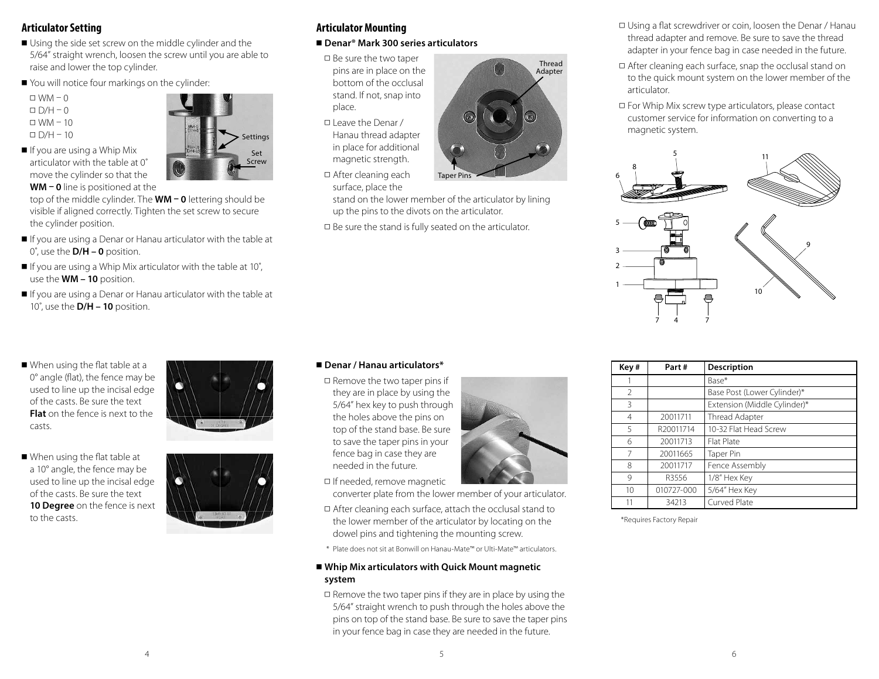## Articulator Setting

- Using the side set screw on the middle cylinder and the 5/64" straight wrench, loosen the screw until you are able to raise and lower the top cylinder.
- You will notice four markings on the cylinder:
  - WM – 0
  - D/H – 0
  - WM – 10
  - D/H – 10

Settings
Set Screw

- If you are using a Whip Mix articulator with the table at 0˚ move the cylinder so that the **WM – 0** line is positioned at the top of the middle cylinder. The **WM – 0** lettering should be visible if aligned correctly. Tighten the set screw to secure the cylinder position.
- If you are using a Denar or Hanau articulator with the table at 0˚, use the **D/H – 0** position.
- If you are using a Whip Mix articulator with the table at 10˚, use the **WM – 10** position.
- If you are using a Denar or Hanau articulator with the table at 10˚, use the **D/H – 10** position.
- When using the flat table at a 0° angle (flat), the fence may be used to line up the incisal edge of the casts. Be sure the text **Flat** on the fence is next to the casts.
- When using the flat table at a 10° angle, the fence may be used to line up the incisal edge of the casts. Be sure the text **10 Degree** on the fence is next to the casts.

## Articulator Mounting

### Denar® Mark 300 series articulators

- Be sure the two taper pins are in place on the bottom of the occlusal stand. If not, snap into place.
- Leave the Denar / Hanau thread adapter in place for additional magnetic strength.
- After cleaning each surface, place the stand on the lower member of the articulator by lining up the pins to the divots on the articulator.
- Be sure the stand is fully seated on the articulator.

Thread Adapter
Taper Pins

### Denar / Hanau articulators*

- Remove the two taper pins if they are in place by using the 5/64" hex key to push through the holes above the pins on top of the stand base. Be sure to save the taper pins in your fence bag in case they are needed in the future.
- If needed, remove magnetic converter plate from the lower member of your articulator.
- After cleaning each surface, attach the occlusal stand to the lower member of the articulator by locating on the dowel pins and tightening the mounting screw.

\* Plate does not sit at Bonwill on Hanau-Mate™ or Ulti-Mate™ articulators.

### Whip Mix articulators with Quick Mount magnetic system

- Remove the two taper pins if they are in place by using the 5/64" straight wrench to push through the holes above the pins on top of the stand base. Be sure to save the taper pins in your fence bag in case they are needed in the future.
- Using a flat screwdriver or coin, loosen the Denar / Hanau thread adapter and remove. Be sure to save the thread adapter in your fence bag in case needed in the future.
- After cleaning each surface, snap the occlusal stand on to the quick mount system on the lower member of the articulator.
- For Whip Mix screw type articulators, please contact customer service for information on converting to a magnetic system.

5
11
8
6
5
3
2
1
7 4 7
9
10

| Key # | Part # | Description |
|---|---|---|
| 1 | | Base* |
| 2 | | Base Post (Lower Cylinder)* |
| 3 | | Extension (Middle Cylinder)* |
| 4 | 20011711 | Thread Adapter |
| 5 | R20011714 | 10-32 Flat Head Screw |
| 6 | 20011713 | Flat Plate |
| 7 | 20011665 | Taper Pin |
| 8 | 20011717 | Fence Assembly |
| 9 | R3556 | 1/8" Hex Key |
| 10 | 010727-000 | 5/64" Hex Key |
| 11 | 34213 | Curved Plate |

\*Requires Factory Repair